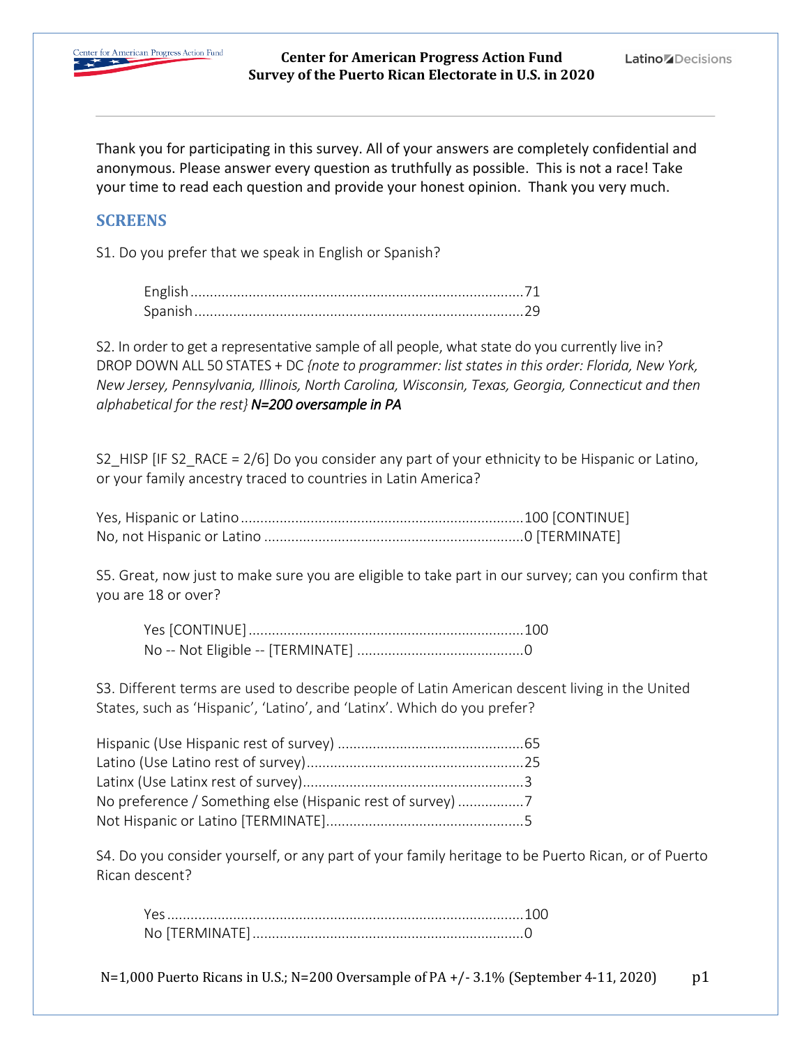# Center for American Progress Action Fund
# Survey of the Puerto Rican Electorate in U.S. in 2020

Thank you for participating in this survey. All of your answers are completely confidential and anonymous. Please answer every question as truthfully as possible. This is not a race! Take your time to read each question and provide your honest opinion. Thank you very much.

## SCREENS

S1. Do you prefer that we speak in English or Spanish?

| | |
|---|---|
| English | 71 |
| Spanish | 29 |

S2. In order to get a representative sample of all people, what state do you currently live in? DROP DOWN ALL 50 STATES + DC *{note to programmer: list states in this order: Florida, New York, New Jersey, Pennsylvania, Illinois, North Carolina, Wisconsin, Texas, Georgia, Connecticut and then alphabetical for the rest}* ***N=200 oversample in PA***

S2_HISP [IF S2_RACE = 2/6] Do you consider any part of your ethnicity to be Hispanic or Latino, or your family ancestry traced to countries in Latin America?

| | |
|---|---|
| Yes, Hispanic or Latino | 100 [CONTINUE] |
| No, not Hispanic or Latino | 0 [TERMINATE] |

S5. Great, now just to make sure you are eligible to take part in our survey; can you confirm that you are 18 or over?

| | |
|---|---|
| Yes [CONTINUE] | 100 |
| No -- Not Eligible -- [TERMINATE] | 0 |

S3. Different terms are used to describe people of Latin American descent living in the United States, such as 'Hispanic', 'Latino', and 'Latinx'. Which do you prefer?

| | |
|---|---|
| Hispanic (Use Hispanic rest of survey) | 65 |
| Latino (Use Latino rest of survey) | 25 |
| Latinx (Use Latinx rest of survey) | 3 |
| No preference / Something else (Hispanic rest of survey) | 7 |
| Not Hispanic or Latino [TERMINATE] | 5 |

S4. Do you consider yourself, or any part of your family heritage to be Puerto Rican, or of Puerto Rican descent?

| | |
|---|---|
| Yes | 100 |
| No [TERMINATE] | 0 |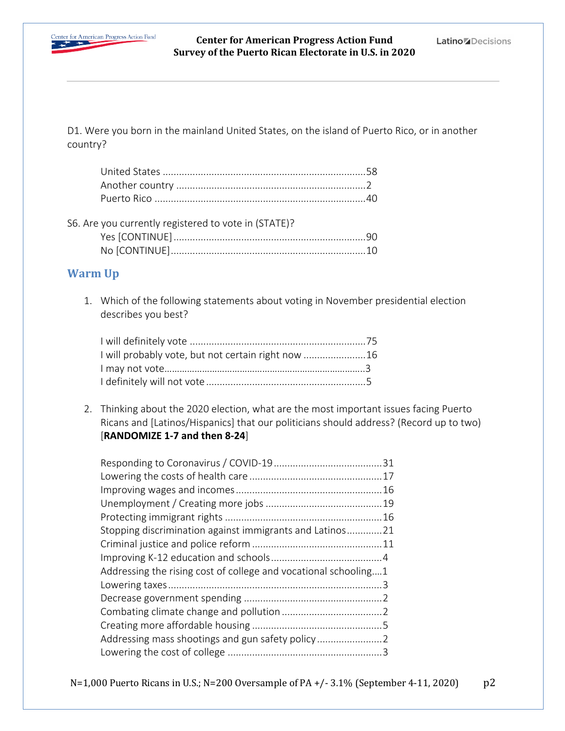D1. Were you born in the mainland United States, on the island of Puerto Rico, or in another country?

| | |
|---|---|
| United States | 58 |
| Another country | 2 |
| Puerto Rico | 40 |

S6. Are you currently registered to vote in (STATE)?

| | |
|---|---|
| Yes [CONTINUE] | 90 |
| No [CONTINUE] | 10 |

## Warm Up

1. Which of the following statements about voting in November presidential election describes you best?

| | |
|---|---|
| I will definitely vote | 75 |
| I will probably vote, but not certain right now | 16 |
| I may not vote | 3 |
| I definitely will not vote | 5 |

2. Thinking about the 2020 election, what are the most important issues facing Puerto Ricans and [Latinos/Hispanics] that our politicians should address? (Record up to two) [**RANDOMIZE 1-7 and then 8-24**]

| | |
|---|---|
| Responding to Coronavirus / COVID-19 | 31 |
| Lowering the costs of health care | 17 |
| Improving wages and incomes | 16 |
| Unemployment / Creating more jobs | 19 |
| Protecting immigrant rights | 16 |
| Stopping discrimination against immigrants and Latinos | 21 |
| Criminal justice and police reform | 11 |
| Improving K-12 education and schools | 4 |
| Addressing the rising cost of college and vocational schooling | 1 |
| Lowering taxes | 3 |
| Decrease government spending | 2 |
| Combating climate change and pollution | 2 |
| Creating more affordable housing | 5 |
| Addressing mass shootings and gun safety policy | 2 |
| Lowering the cost of college | 3 |

N=1,000 Puerto Ricans in U.S.; N=200 Oversample of PA +/- 3.1% (September 4-11, 2020)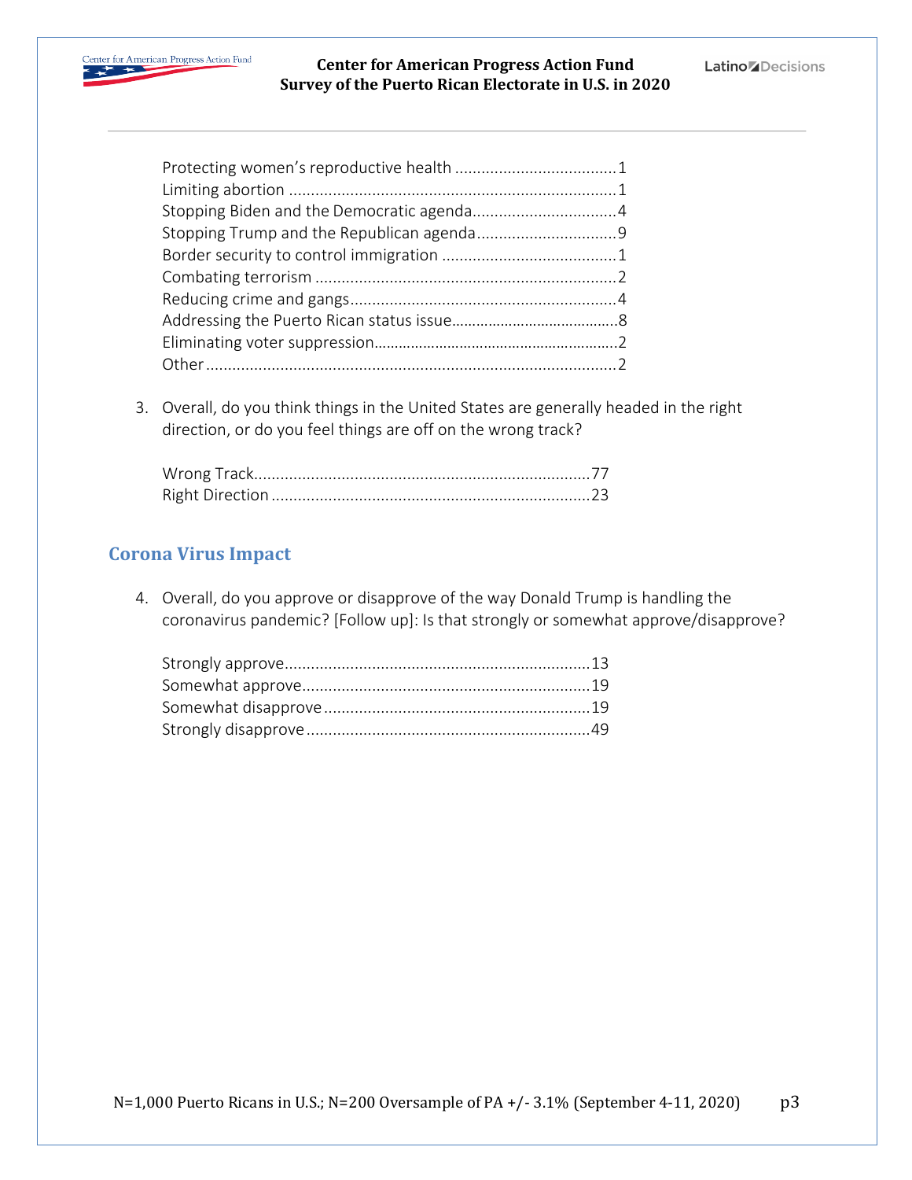Protecting women's reproductive health .....................................1
Limiting abortion ...........................................................................1
Stopping Biden and the Democratic agenda.................................4
Stopping Trump and the Republican agenda................................9
Border security to control immigration ........................................1
Combating terrorism .....................................................................2
Reducing crime and gangs.............................................................4
Addressing the Puerto Rican status issue........................................8
Eliminating voter suppression..........................................................2
Other ..............................................................................................2

3. Overall, do you think things in the United States are generally headed in the right direction, or do you feel things are off on the wrong track?

Wrong Track............................................................................77
Right Direction .........................................................................23

## Corona Virus Impact

4. Overall, do you approve or disapprove of the way Donald Trump is handling the coronavirus pandemic? [Follow up]: Is that strongly or somewhat approve/disapprove?

Strongly approve......................................................................13
Somewhat approve..................................................................19
Somewhat disapprove .............................................................19
Strongly disapprove .................................................................49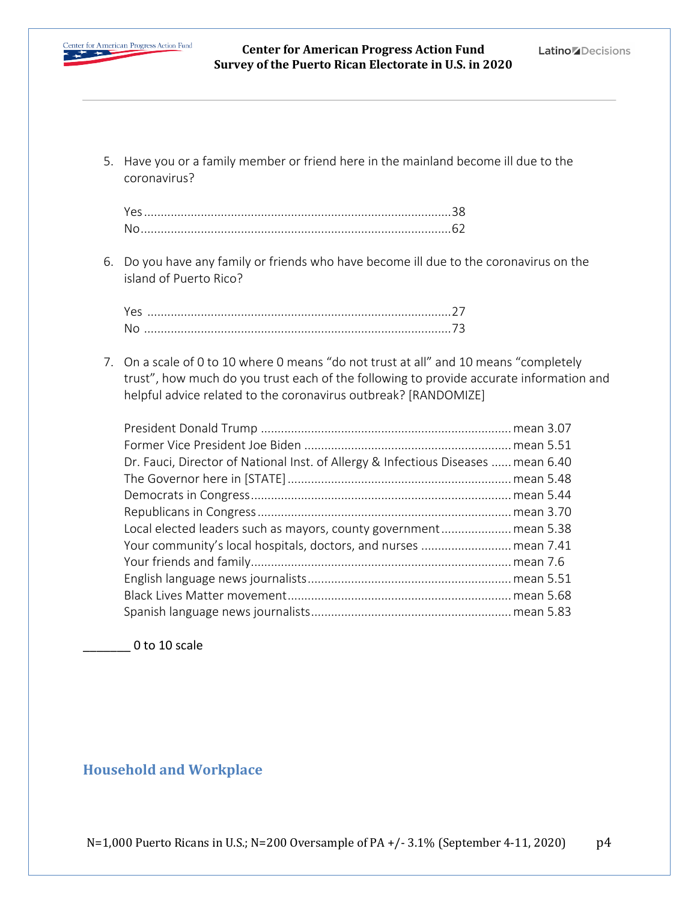5. Have you or a family member or friend here in the mainland become ill due to the coronavirus?

| | |
|---|---|
| Yes | 38 |
| No | 62 |

6. Do you have any family or friends who have become ill due to the coronavirus on the island of Puerto Rico?

| | |
|---|---|
| Yes | 27 |
| No | 73 |

7. On a scale of 0 to 10 where 0 means “do not trust at all” and 10 means “completely trust”, how much do you trust each of the following to provide accurate information and helpful advice related to the coronavirus outbreak? [RANDOMIZE]

| | |
|---|---|
| President Donald Trump | mean 3.07 |
| Former Vice President Joe Biden | mean 5.51 |
| Dr. Fauci, Director of National Inst. of Allergy & Infectious Diseases | mean 6.40 |
| The Governor here in [STATE] | mean 5.48 |
| Democrats in Congress | mean 5.44 |
| Republicans in Congress | mean 3.70 |
| Local elected leaders such as mayors, county government | mean 5.38 |
| Your community’s local hospitals, doctors, and nurses | mean 7.41 |
| Your friends and family | mean 7.6 |
| English language news journalists | mean 5.51 |
| Black Lives Matter movement | mean 5.68 |
| Spanish language news journalists | mean 5.83 |

_______ 0 to 10 scale

## Household and Workplace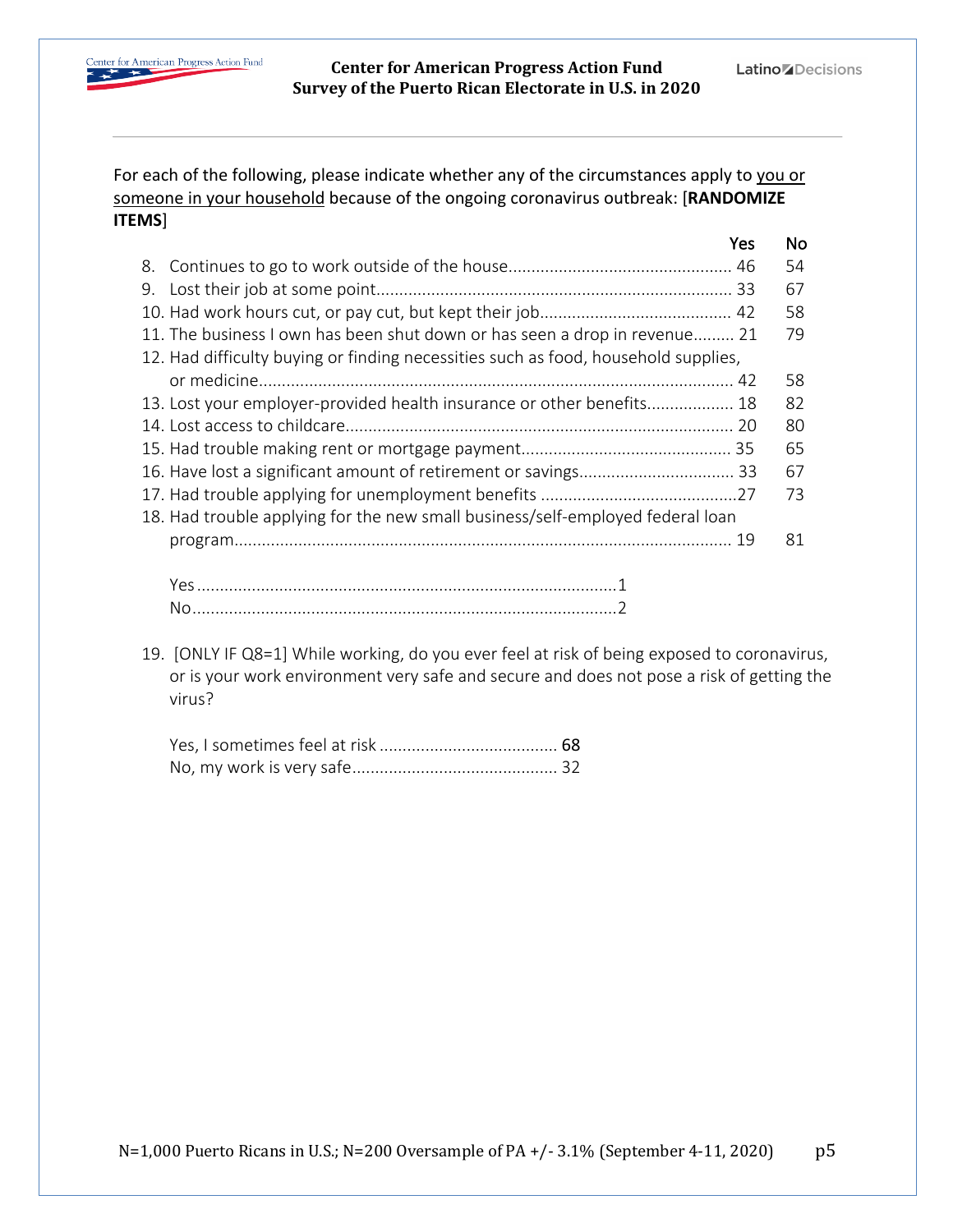For each of the following, please indicate whether any of the circumstances apply to you or someone in your household because of the ongoing coronavirus outbreak: [**RANDOMIZE ITEMS**]

| | Yes | No |
|---|---|---|
| 8. Continues to go to work outside of the house | 46 | 54 |
| 9. Lost their job at some point | 33 | 67 |
| 10. Had work hours cut, or pay cut, but kept their job | 42 | 58 |
| 11. The business I own has been shut down or has seen a drop in revenue | 21 | 79 |
| 12. Had difficulty buying or finding necessities such as food, household supplies, or medicine | 42 | 58 |
| 13. Lost your employer-provided health insurance or other benefits | 18 | 82 |
| 14. Lost access to childcare | 20 | 80 |
| 15. Had trouble making rent or mortgage payment | 35 | 65 |
| 16. Have lost a significant amount of retirement or savings | 33 | 67 |
| 17. Had trouble applying for unemployment benefits | 27 | 73 |
| 18. Had trouble applying for the new small business/self-employed federal loan program | 19 | 81 |

Yes .......... 1
No .......... 2

19. [ONLY IF Q8=1] While working, do you ever feel at risk of being exposed to coronavirus, or is your work environment very safe and secure and does not pose a risk of getting the virus?

Yes, I sometimes feel at risk .......... 68
No, my work is very safe .......... 32

N=1,000 Puerto Ricans in U.S.; N=200 Oversample of PA +/- 3.1% (September 4-11, 2020)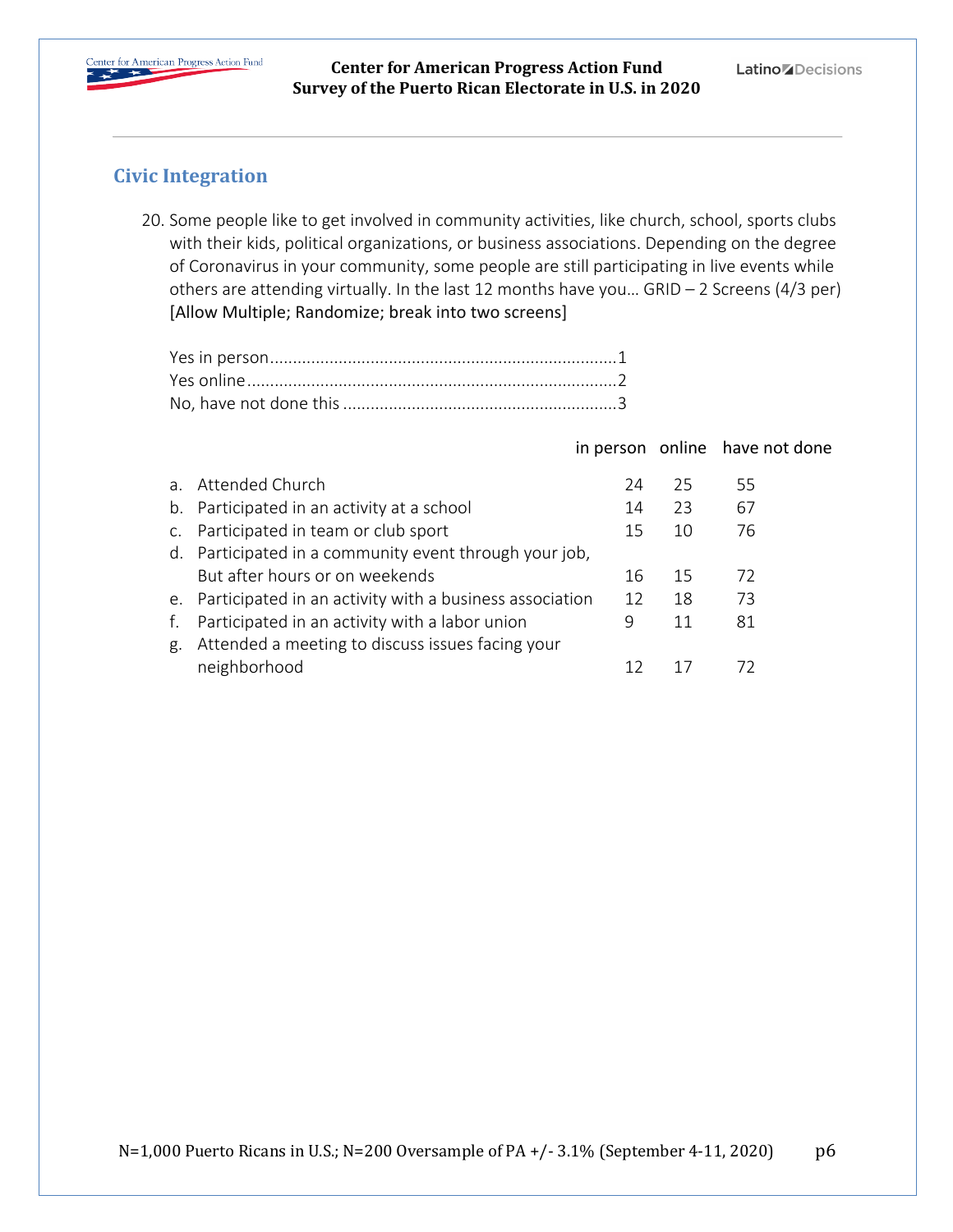## Civic Integration

20. Some people like to get involved in community activities, like church, school, sports clubs with their kids, political organizations, or business associations. Depending on the degree of Coronavirus in your community, some people are still participating in live events while others are attending virtually. In the last 12 months have you… GRID – 2 Screens (4/3 per) [Allow Multiple; Randomize; break into two screens]

Yes in person............................................................................1
Yes online.................................................................................2
No, have not done this ............................................................3

| | in person | online | have not done |
|---|---|---|---|
| a. Attended Church | 24 | 25 | 55 |
| b. Participated in an activity at a school | 14 | 23 | 67 |
| c. Participated in team or club sport | 15 | 10 | 76 |
| d. Participated in a community event through your job, But after hours or on weekends | 16 | 15 | 72 |
| e. Participated in an activity with a business association | 12 | 18 | 73 |
| f. Participated in an activity with a labor union | 9 | 11 | 81 |
| g. Attended a meeting to discuss issues facing your neighborhood | 12 | 17 | 72 |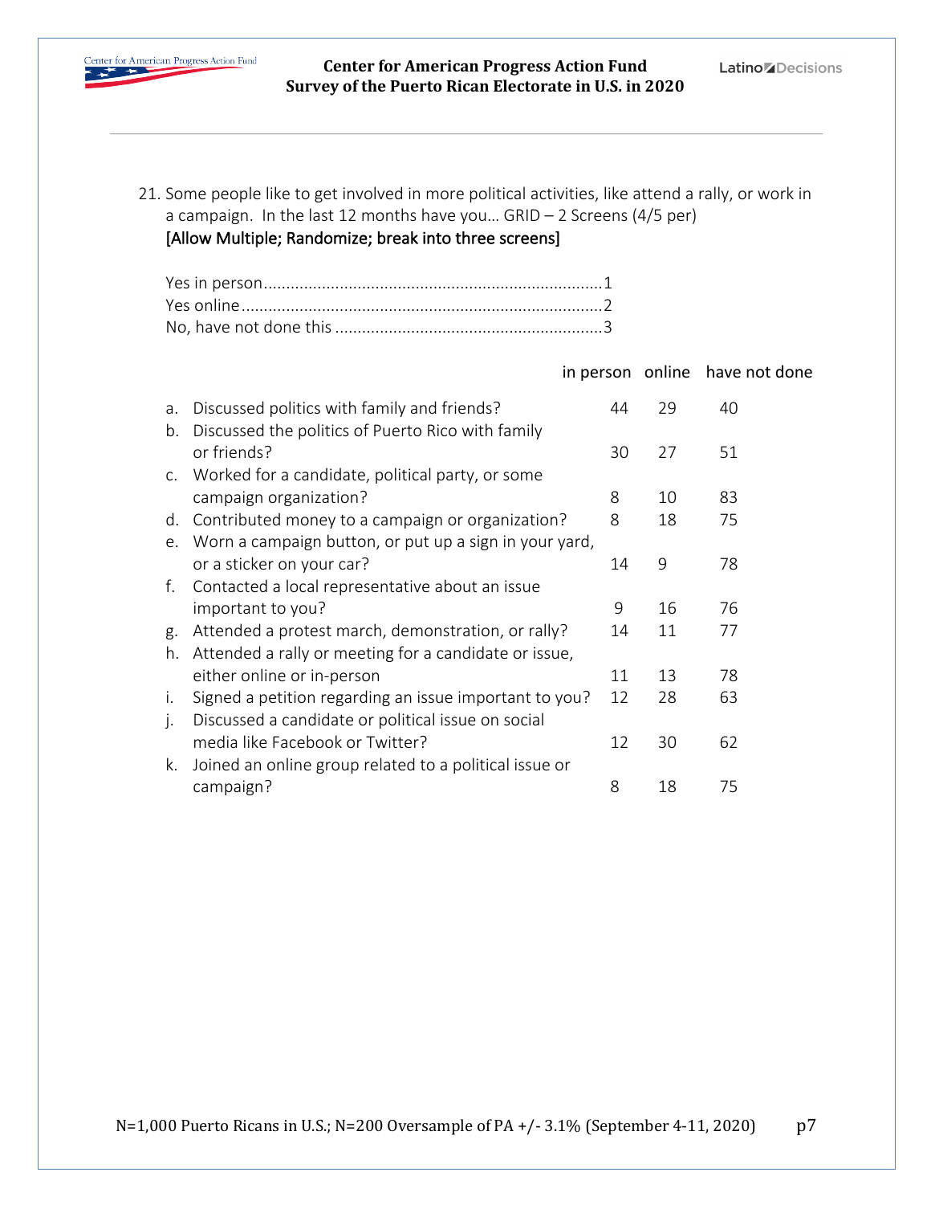21. Some people like to get involved in more political activities, like attend a rally, or work in a campaign. In the last 12 months have you… GRID – 2 Screens (4/5 per)
**[Allow Multiple; Randomize; break into three screens]**

Yes in person...........................................................................1
Yes online................................................................................2
No, have not done this ............................................................3

| | in person | online | have not done |
|---|---|---|---|
| a. Discussed politics with family and friends? | 44 | 29 | 40 |
| b. Discussed the politics of Puerto Rico with family or friends? | 30 | 27 | 51 |
| c. Worked for a candidate, political party, or some campaign organization? | 8 | 10 | 83 |
| d. Contributed money to a campaign or organization? | 8 | 18 | 75 |
| e. Worn a campaign button, or put up a sign in your yard, or a sticker on your car? | 14 | 9 | 78 |
| f. Contacted a local representative about an issue important to you? | 9 | 16 | 76 |
| g. Attended a protest march, demonstration, or rally? | 14 | 11 | 77 |
| h. Attended a rally or meeting for a candidate or issue, either online or in-person | 11 | 13 | 78 |
| i. Signed a petition regarding an issue important to you? | 12 | 28 | 63 |
| j. Discussed a candidate or political issue on social media like Facebook or Twitter? | 12 | 30 | 62 |
| k. Joined an online group related to a political issue or campaign? | 8 | 18 | 75 |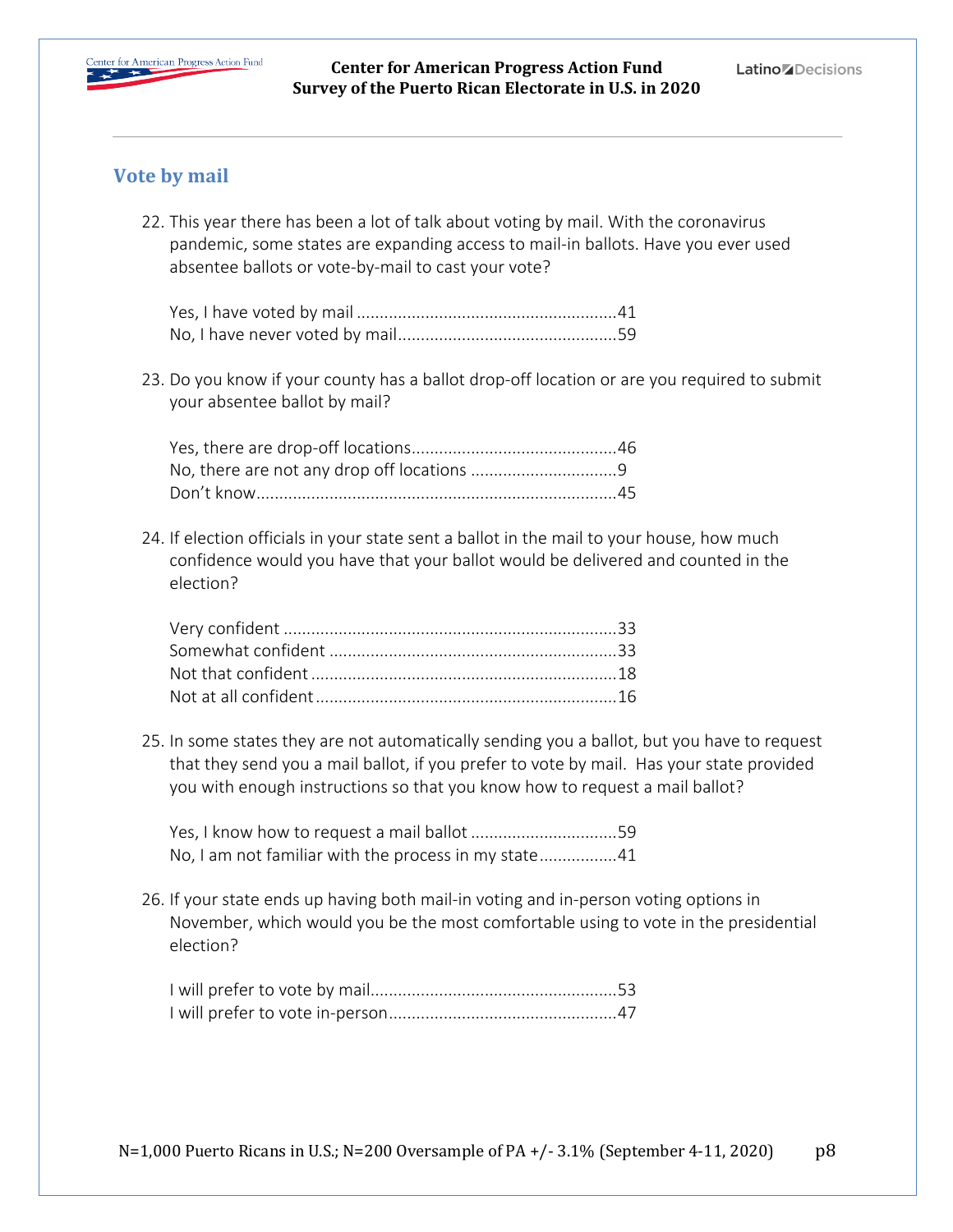## Vote by mail

22. This year there has been a lot of talk about voting by mail. With the coronavirus pandemic, some states are expanding access to mail-in ballots. Have you ever used absentee ballots or vote-by-mail to cast your vote?

    Yes, I have voted by mail .......................................................41
    No, I have never voted by mail.................................................59

23. Do you know if your county has a ballot drop-off location or are you required to submit your absentee ballot by mail?

    Yes, there are drop-off locations.............................................46
    No, there are not any drop off locations ................................9
    Don't know..............................................................................45

24. If election officials in your state sent a ballot in the mail to your house, how much confidence would you have that your ballot would be delivered and counted in the election?

    Very confident .........................................................................33
    Somewhat confident ...............................................................33
    Not that confident ...................................................................18
    Not at all confident ..................................................................16

25. In some states they are not automatically sending you a ballot, but you have to request that they send you a mail ballot, if you prefer to vote by mail. Has your state provided you with enough instructions so that you know how to request a mail ballot?

    Yes, I know how to request a mail ballot ................................59
    No, I am not familiar with the process in my state.................41

26. If your state ends up having both mail-in voting and in-person voting options in November, which would you be the most comfortable using to vote in the presidential election?

    I will prefer to vote by mail......................................................53
    I will prefer to vote in-person..................................................47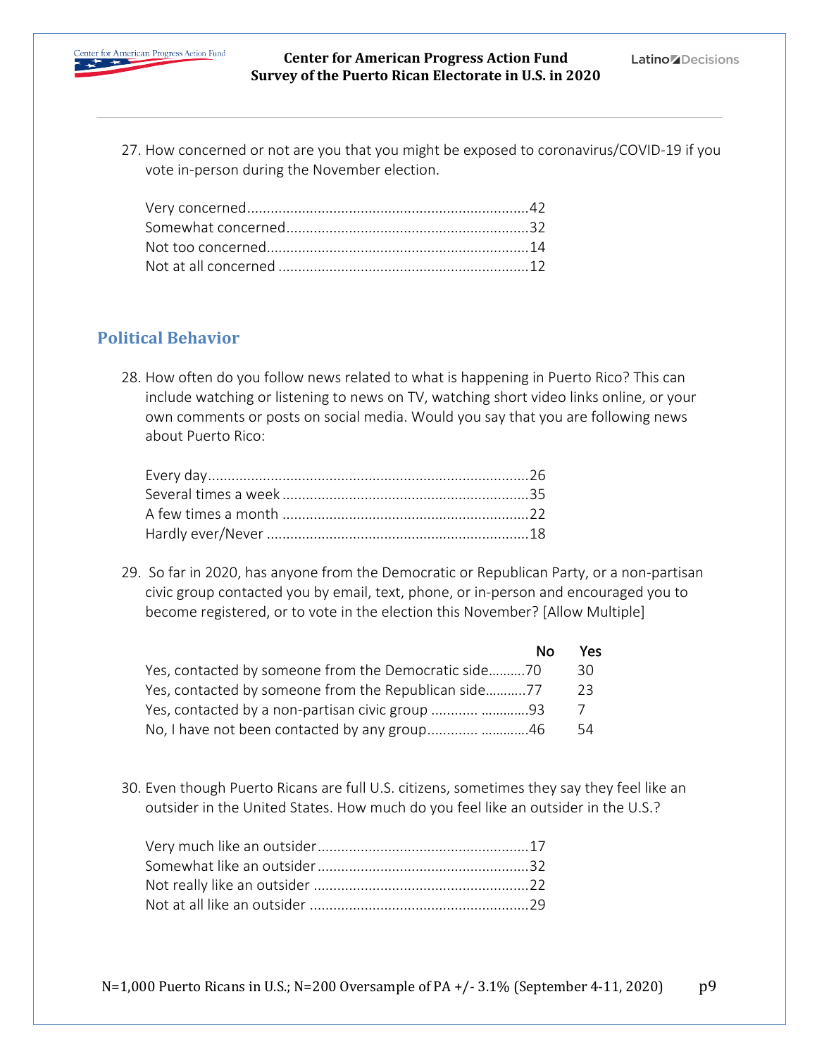27. How concerned or not are you that you might be exposed to coronavirus/COVID-19 if you vote in-person during the November election.

| | |
|---|---|
| Very concerned | 42 |
| Somewhat concerned | 32 |
| Not too concerned | 14 |
| Not at all concerned | 12 |

## Political Behavior

28. How often do you follow news related to what is happening in Puerto Rico? This can include watching or listening to news on TV, watching short video links online, or your own comments or posts on social media. Would you say that you are following news about Puerto Rico:

| | |
|---|---|
| Every day | 26 |
| Several times a week | 35 |
| A few times a month | 22 |
| Hardly ever/Never | 18 |

29. So far in 2020, has anyone from the Democratic or Republican Party, or a non-partisan civic group contacted you by email, text, phone, or in-person and encouraged you to become registered, or to vote in the election this November? [Allow Multiple]

| | No | Yes |
|---|---|---|
| Yes, contacted by someone from the Democratic side | 70 | 30 |
| Yes, contacted by someone from the Republican side | 77 | 23 |
| Yes, contacted by a non-partisan civic group | 93 | 7 |
| No, I have not been contacted by any group | 46 | 54 |

30. Even though Puerto Ricans are full U.S. citizens, sometimes they say they feel like an outsider in the United States. How much do you feel like an outsider in the U.S.?

| | |
|---|---|
| Very much like an outsider | 17 |
| Somewhat like an outsider | 32 |
| Not really like an outsider | 22 |
| Not at all like an outsider | 29 |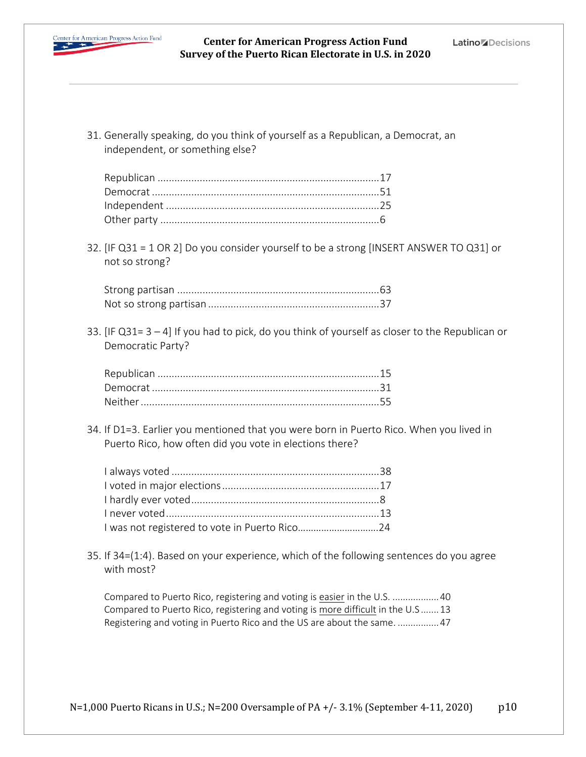31. Generally speaking, do you think of yourself as a Republican, a Democrat, an independent, or something else?

| | |
|---|---|
| Republican | 17 |
| Democrat | 51 |
| Independent | 25 |
| Other party | 6 |

32. [IF Q31 = 1 OR 2] Do you consider yourself to be a strong [INSERT ANSWER TO Q31] or not so strong?

| | |
|---|---|
| Strong partisan | 63 |
| Not so strong partisan | 37 |

33. [IF Q31= 3 – 4] If you had to pick, do you think of yourself as closer to the Republican or Democratic Party?

| | |
|---|---|
| Republican | 15 |
| Democrat | 31 |
| Neither | 55 |

34. If D1=3. Earlier you mentioned that you were born in Puerto Rico. When you lived in Puerto Rico, how often did you vote in elections there?

| | |
|---|---|
| I always voted | 38 |
| I voted in major elections | 17 |
| I hardly ever voted | 8 |
| I never voted | 13 |
| I was not registered to vote in Puerto Rico | 24 |

35. If 34=(1:4). Based on your experience, which of the following sentences do you agree with most?

| | |
|---|---|
| Compared to Puerto Rico, registering and voting is <u>easier</u> in the U.S. | 40 |
| Compared to Puerto Rico, registering and voting is <u>more difficult</u> in the U.S | 13 |
| Registering and voting in Puerto Rico and the US are about the same. | 47 |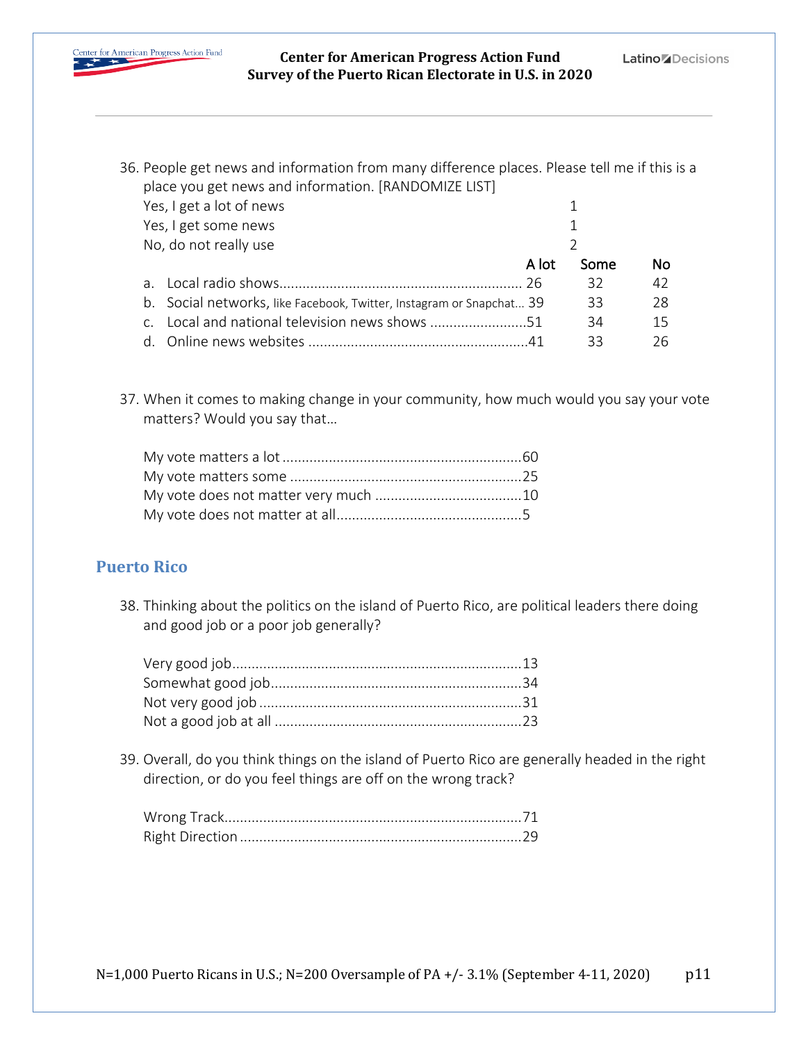36. People get news and information from many difference places. Please tell me if this is a place you get news and information. [RANDOMIZE LIST]

| | | |
|---|---|---|
| Yes, I get a lot of news | 1 | |
| Yes, I get some news | 1 | |
| No, do not really use | 2 | |

| | A lot | Some | No |
|---|---|---|---|
| a. Local radio shows | 26 | 32 | 42 |
| b. Social networks, like Facebook, Twitter, Instagram or Snapchat | 39 | 33 | 28 |
| c. Local and national television news shows | 51 | 34 | 15 |
| d. Online news websites | 41 | 33 | 26 |

37. When it comes to making change in your community, how much would you say your vote matters? Would you say that…

| | |
|---|---|
| My vote matters a lot | 60 |
| My vote matters some | 25 |
| My vote does not matter very much | 10 |
| My vote does not matter at all | 5 |

## Puerto Rico

38. Thinking about the politics on the island of Puerto Rico, are political leaders there doing and good job or a poor job generally?

| | |
|---|---|
| Very good job | 13 |
| Somewhat good job | 34 |
| Not very good job | 31 |
| Not a good job at all | 23 |

39. Overall, do you think things on the island of Puerto Rico are generally headed in the right direction, or do you feel things are off on the wrong track?

| | |
|---|---|
| Wrong Track | 71 |
| Right Direction | 29 |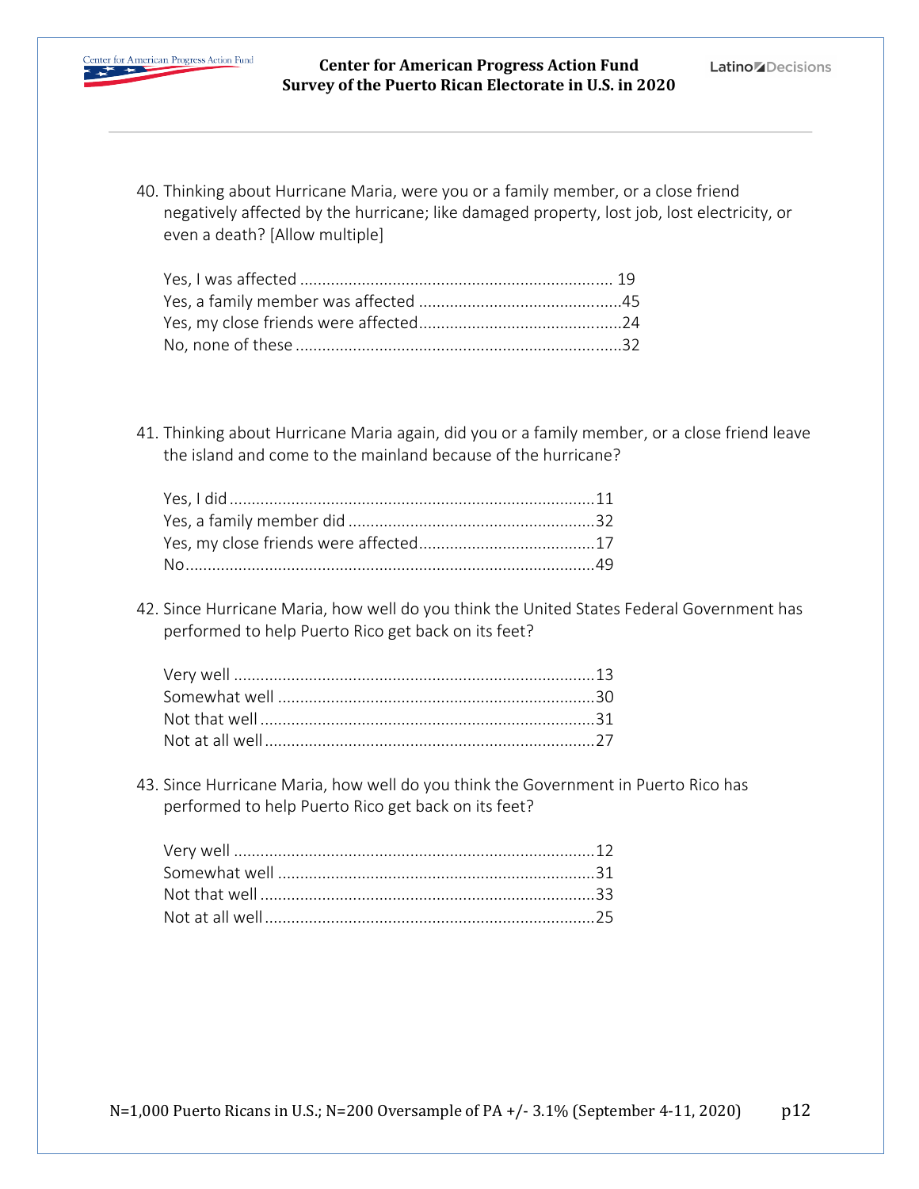40. Thinking about Hurricane Maria, were you or a family member, or a close friend negatively affected by the hurricane; like damaged property, lost job, lost electricity, or even a death? [Allow multiple]

| | |
|---|---|
| Yes, I was affected | 19 |
| Yes, a family member was affected | 45 |
| Yes, my close friends were affected | 24 |
| No, none of these | 32 |

41. Thinking about Hurricane Maria again, did you or a family member, or a close friend leave the island and come to the mainland because of the hurricane?

| | |
|---|---|
| Yes, I did | 11 |
| Yes, a family member did | 32 |
| Yes, my close friends were affected | 17 |
| No | 49 |

42. Since Hurricane Maria, how well do you think the United States Federal Government has performed to help Puerto Rico get back on its feet?

| | |
|---|---|
| Very well | 13 |
| Somewhat well | 30 |
| Not that well | 31 |
| Not at all well | 27 |

43. Since Hurricane Maria, how well do you think the Government in Puerto Rico has performed to help Puerto Rico get back on its feet?

| | |
|---|---|
| Very well | 12 |
| Somewhat well | 31 |
| Not that well | 33 |
| Not at all well | 25 |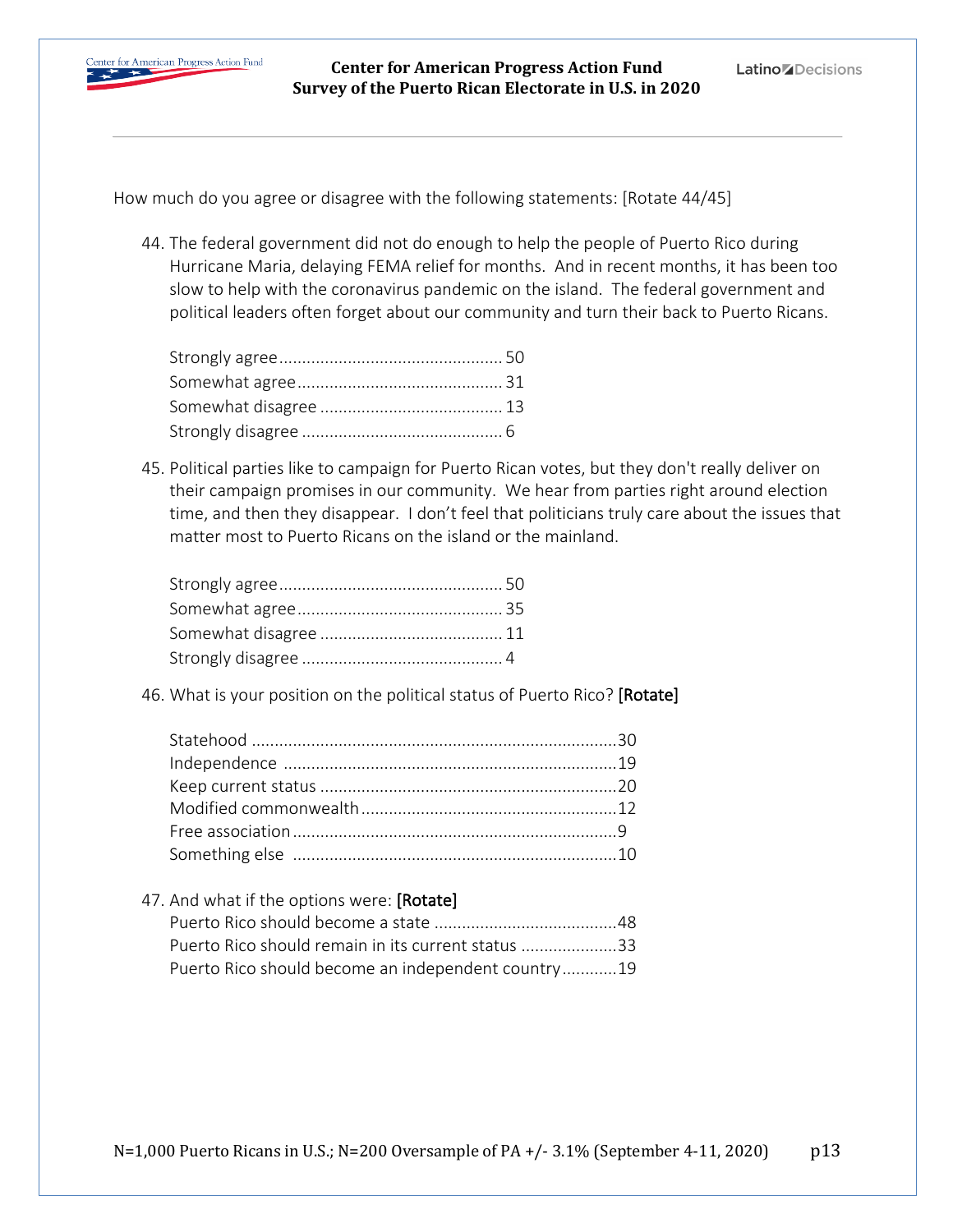How much do you agree or disagree with the following statements: [Rotate 44/45]

44. The federal government did not do enough to help the people of Puerto Rico during Hurricane Maria, delaying FEMA relief for months. And in recent months, it has been too slow to help with the coronavirus pandemic on the island. The federal government and political leaders often forget about our community and turn their back to Puerto Ricans.

    | | |
    |---|---|
    | Strongly agree | 50 |
    | Somewhat agree | 31 |
    | Somewhat disagree | 13 |
    | Strongly disagree | 6 |

45. Political parties like to campaign for Puerto Rican votes, but they don't really deliver on their campaign promises in our community. We hear from parties right around election time, and then they disappear. I don't feel that politicians truly care about the issues that matter most to Puerto Ricans on the island or the mainland.

    | | |
    |---|---|
    | Strongly agree | 50 |
    | Somewhat agree | 35 |
    | Somewhat disagree | 11 |
    | Strongly disagree | 4 |

46. What is your position on the political status of Puerto Rico? **[Rotate]**

    | | |
    |---|---|
    | Statehood | 30 |
    | Independence | 19 |
    | Keep current status | 20 |
    | Modified commonwealth | 12 |
    | Free association | 9 |
    | Something else | 10 |

47. And what if the options were: **[Rotate]**

    | | |
    |---|---|
    | Puerto Rico should become a state | 48 |
    | Puerto Rico should remain in its current status | 33 |
    | Puerto Rico should become an independent country | 19 |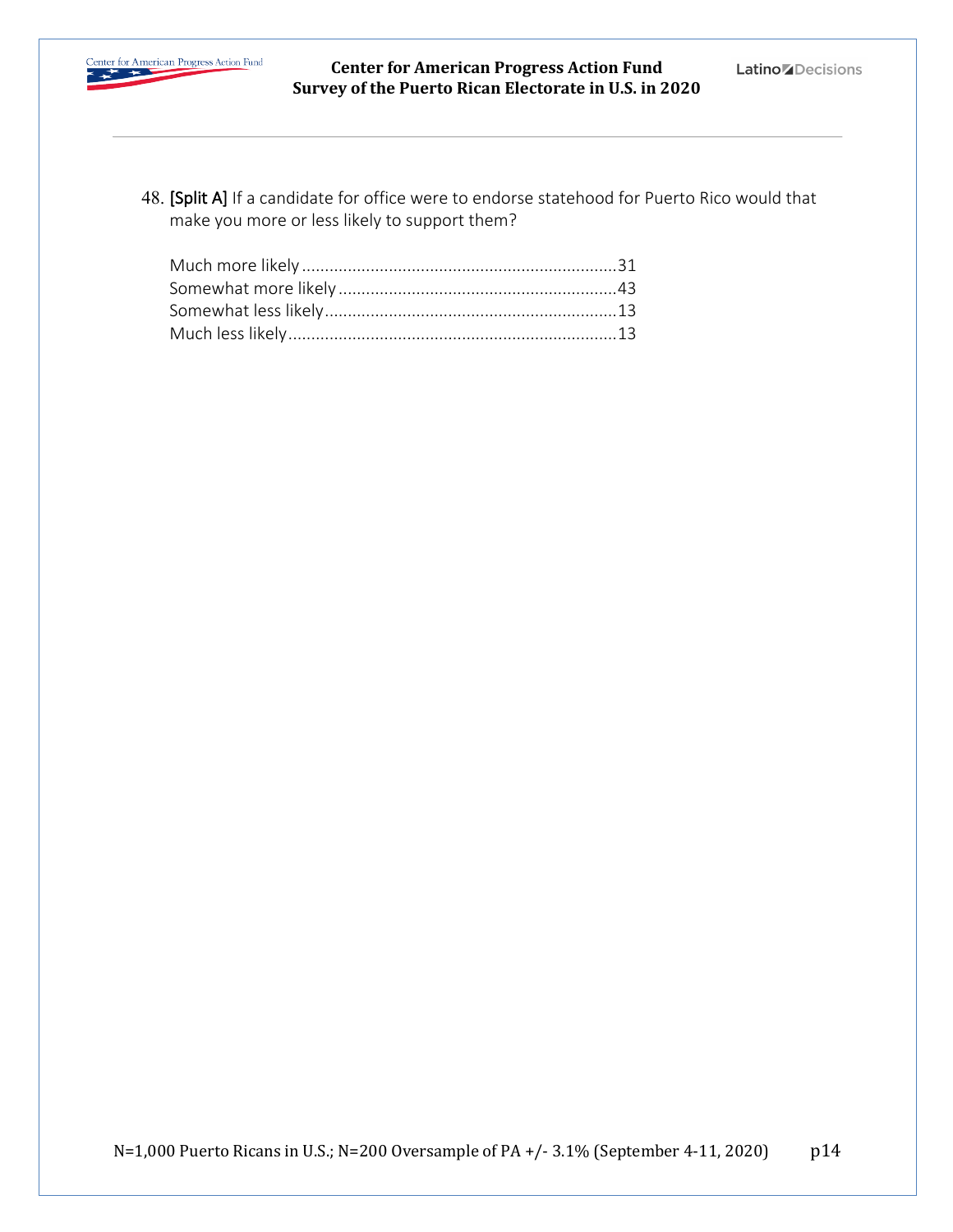48. [Split A] If a candidate for office were to endorse statehood for Puerto Rico would that make you more or less likely to support them?

Much more likely......................................................................31
Somewhat more likely.............................................................43
Somewhat less likely................................................................13
Much less likely........................................................................13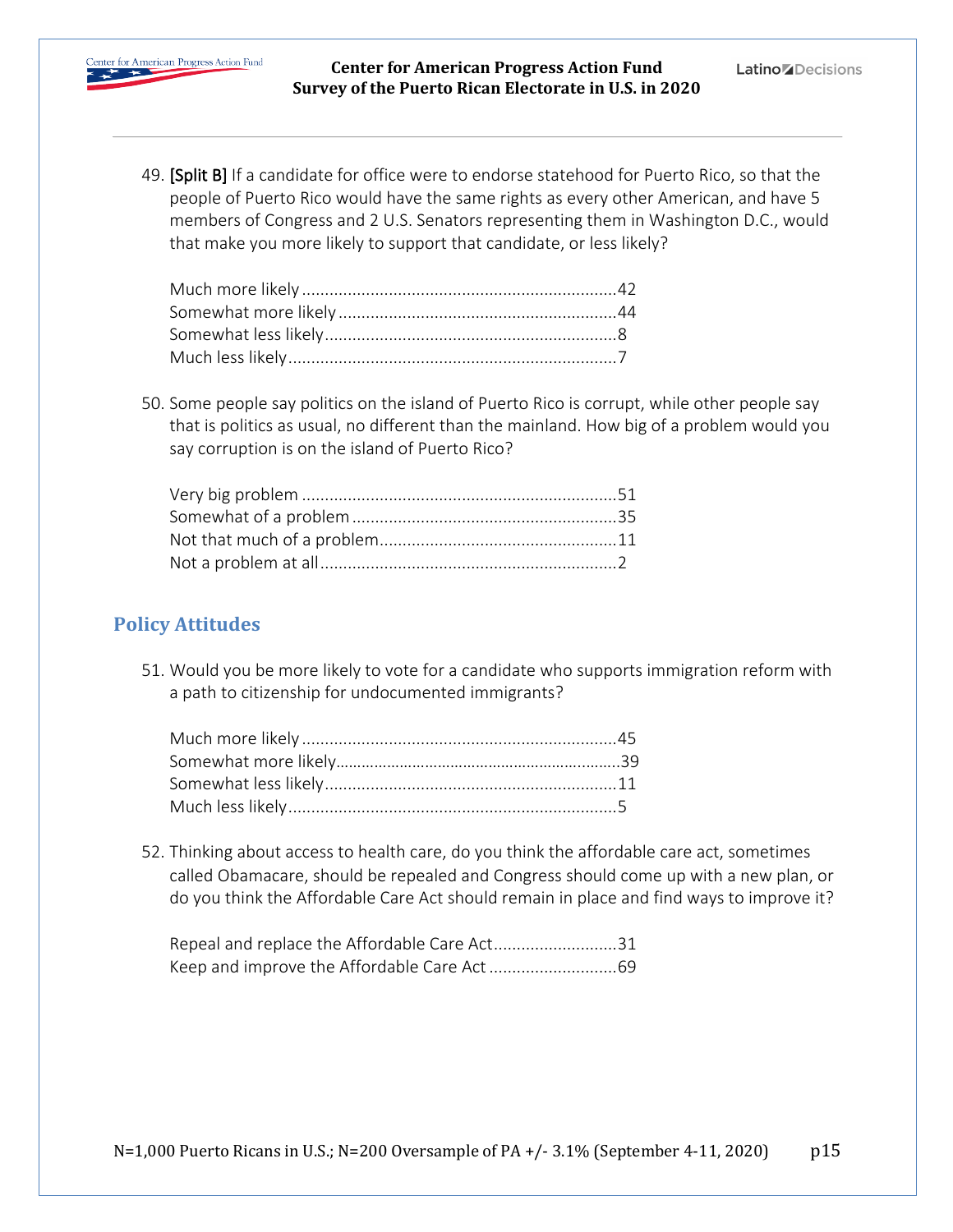49. [Split B] If a candidate for office were to endorse statehood for Puerto Rico, so that the people of Puerto Rico would have the same rights as every other American, and have 5 members of Congress and 2 U.S. Senators representing them in Washington D.C., would that make you more likely to support that candidate, or less likely?

    Much more likely .....................................................................42
    Somewhat more likely .............................................................44
    Somewhat less likely................................................................8
    Much less likely........................................................................7

50. Some people say politics on the island of Puerto Rico is corrupt, while other people say that is politics as usual, no different than the mainland. How big of a problem would you say corruption is on the island of Puerto Rico?

    Very big problem .....................................................................51
    Somewhat of a problem ..........................................................35
    Not that much of a problem....................................................11
    Not a problem at all.................................................................2

## Policy Attitudes

51. Would you be more likely to vote for a candidate who supports immigration reform with a path to citizenship for undocumented immigrants?

    Much more likely .....................................................................45
    Somewhat more likely...............................................................39
    Somewhat less likely................................................................11
    Much less likely........................................................................5

52. Thinking about access to health care, do you think the affordable care act, sometimes called Obamacare, should be repealed and Congress should come up with a new plan, or do you think the Affordable Care Act should remain in place and find ways to improve it?

    Repeal and replace the Affordable Care Act...........................31
    Keep and improve the Affordable Care Act ............................69

N=1,000 Puerto Ricans in U.S.; N=200 Oversample of PA +/- 3.1% (September 4-11, 2020)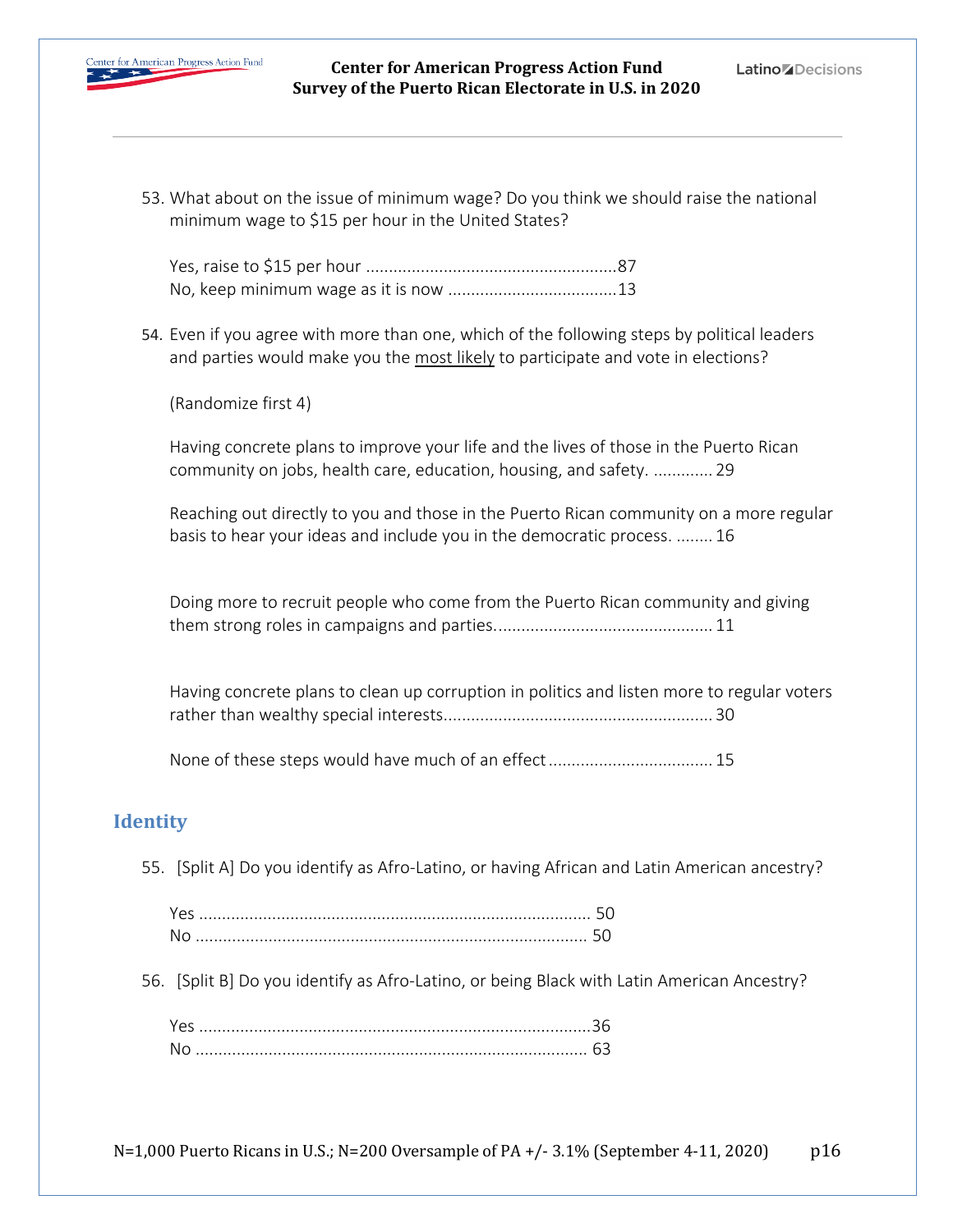53. What about on the issue of minimum wage? Do you think we should raise the national minimum wage to $15 per hour in the United States?

    Yes, raise to $15 per hour .......................................................87
    No, keep minimum wage as it is now .....................................13

54. Even if you agree with more than one, which of the following steps by political leaders and parties would make you the <u>most likely</u> to participate and vote in elections?

    (Randomize first 4)

    Having concrete plans to improve your life and the lives of those in the Puerto Rican community on jobs, health care, education, housing, and safety. ............. 29

    Reaching out directly to you and those in the Puerto Rican community on a more regular basis to hear your ideas and include you in the democratic process. ........ 16

    Doing more to recruit people who come from the Puerto Rican community and giving them strong roles in campaigns and parties................................................ 11

    Having concrete plans to clean up corruption in politics and listen more to regular voters rather than wealthy special interests........................................................... 30

    None of these steps would have much of an effect.................................... 15

## Identity

55. [Split A] Do you identify as Afro-Latino, or having African and Latin American ancestry?

    Yes ...................................................................................... 50
    No ...................................................................................... 50

56. [Split B] Do you identify as Afro-Latino, or being Black with Latin American Ancestry?

    Yes .......................................................................................36
    No ...................................................................................... 63

N=1,000 Puerto Ricans in U.S.; N=200 Oversample of PA +/- 3.1% (September 4-11, 2020)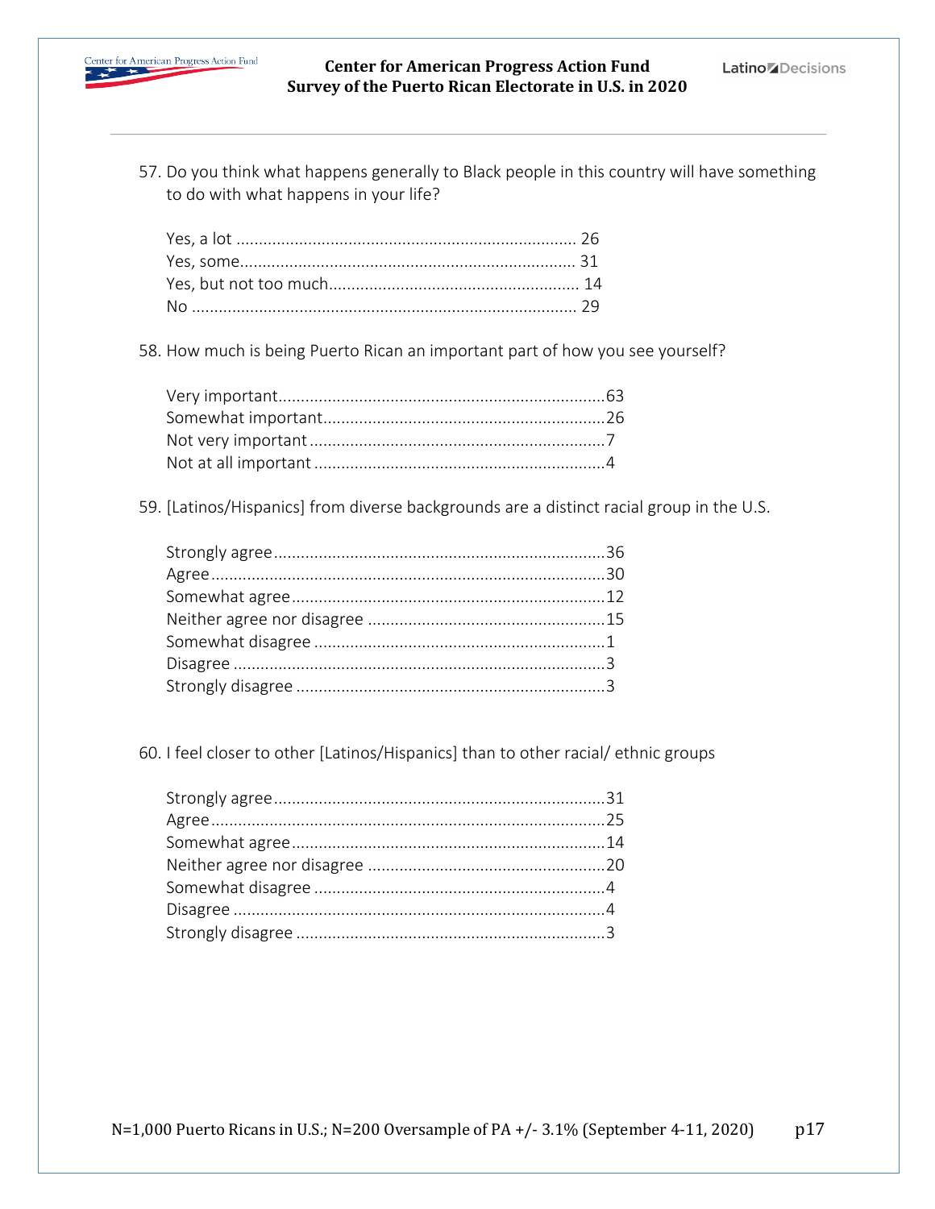57. Do you think what happens generally to Black people in this country will have something to do with what happens in your life?

Yes, a lot ........................................................................... 26
Yes, some.......................................................................... 31
Yes, but not too much........................................................ 14
No ..................................................................................... 29

58. How much is being Puerto Rican an important part of how you see yourself?

Very important........................................................................63
Somewhat important..............................................................26
Not very important .................................................................7
Not at all important ................................................................4

59. [Latinos/Hispanics] from diverse backgrounds are a distinct racial group in the U.S.

Strongly agree.........................................................................36
Agree.......................................................................................30
Somewhat agree.....................................................................12
Neither agree nor disagree .....................................................15
Somewhat disagree .................................................................1
Disagree ..................................................................................3
Strongly disagree ....................................................................3

60. I feel closer to other [Latinos/Hispanics] than to other racial/ ethnic groups

Strongly agree.........................................................................31
Agree.......................................................................................25
Somewhat agree.....................................................................14
Neither agree nor disagree .....................................................20
Somewhat disagree .................................................................4
Disagree ..................................................................................4
Strongly disagree ....................................................................3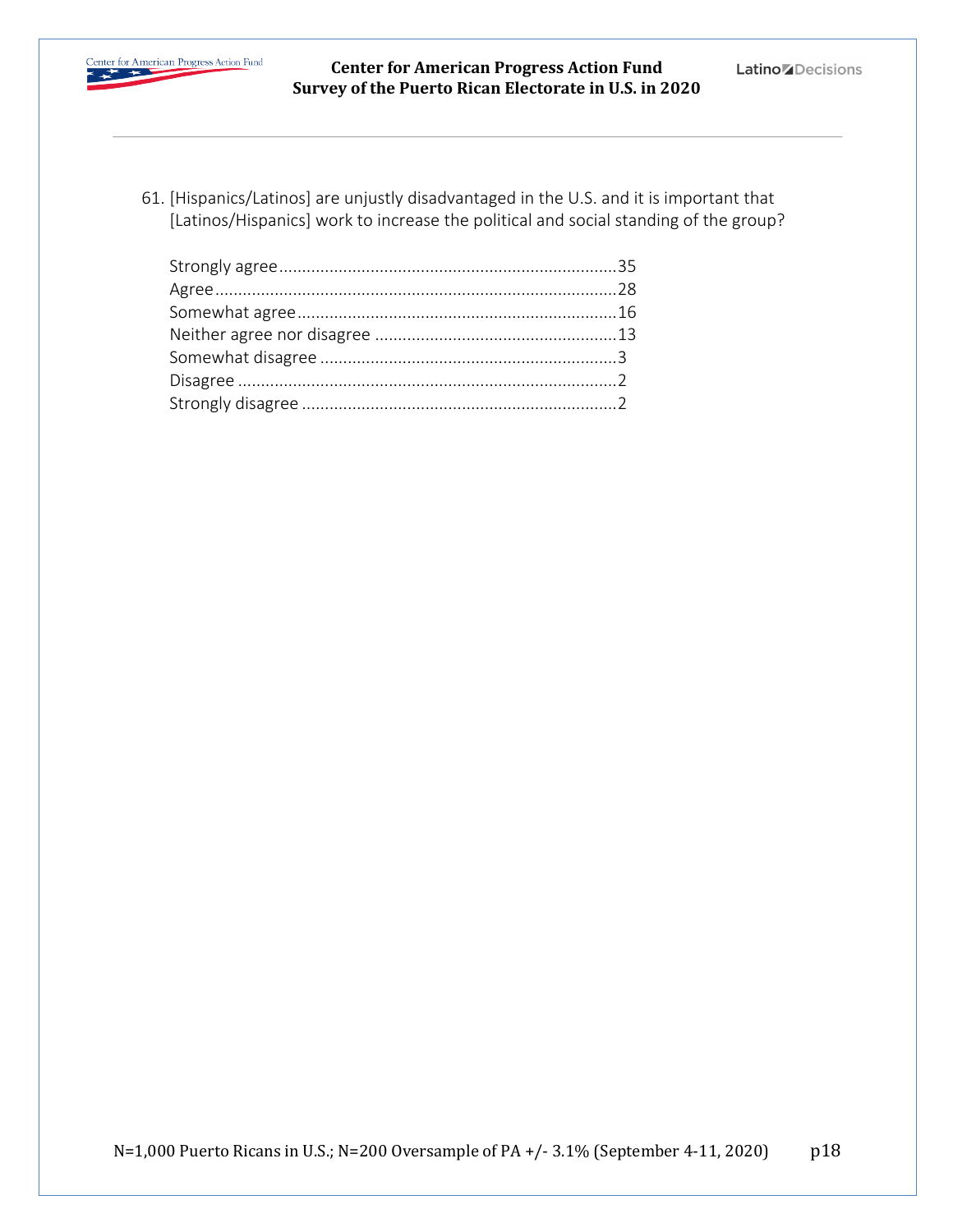61. [Hispanics/Latinos] are unjustly disadvantaged in the U.S. and it is important that [Latinos/Hispanics] work to increase the political and social standing of the group?

| Response | % |
|---|---|
| Strongly agree | 35 |
| Agree | 28 |
| Somewhat agree | 16 |
| Neither agree nor disagree | 13 |
| Somewhat disagree | 3 |
| Disagree | 2 |
| Strongly disagree | 2 |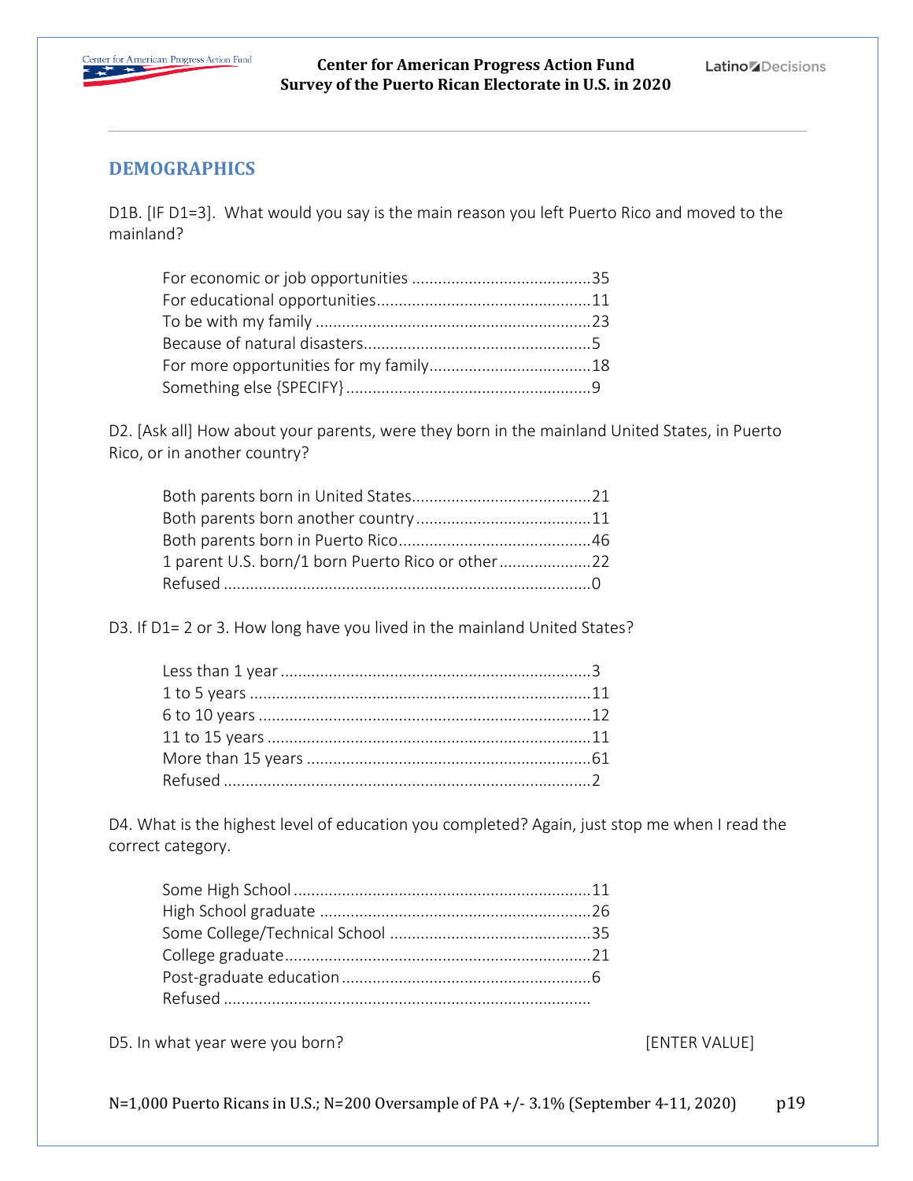## DEMOGRAPHICS

D1B. [IF D1=3]. What would you say is the main reason you left Puerto Rico and moved to the mainland?

For economic or job opportunities ..........................................35
For educational opportunities.................................................11
To be with my family ...............................................................23
Because of natural disasters....................................................5
For more opportunities for my family.....................................18
Something else {SPECIFY}........................................................9

D2. [Ask all] How about your parents, were they born in the mainland United States, in Puerto Rico, or in another country?

Both parents born in United States.........................................21
Both parents born another country........................................11
Both parents born in Puerto Rico............................................46
1 parent U.S. born/1 born Puerto Rico or other.....................22
Refused ....................................................................................0

D3. If D1= 2 or 3. How long have you lived in the mainland United States?

Less than 1 year .......................................................................3
1 to 5 years ..............................................................................11
6 to 10 years ............................................................................12
11 to 15 years ..........................................................................11
More than 15 years .................................................................61
Refused ....................................................................................2

D4. What is the highest level of education you completed? Again, just stop me when I read the correct category.

Some High School ....................................................................11
High School graduate ..............................................................26
Some College/Technical School ..............................................35
College graduate......................................................................21
Post-graduate education .........................................................6
Refused ....................................................................................

D5. In what year were you born? [ENTER VALUE]

N=1,000 Puerto Ricans in U.S.; N=200 Oversample of PA +/- 3.1% (September 4-11, 2020)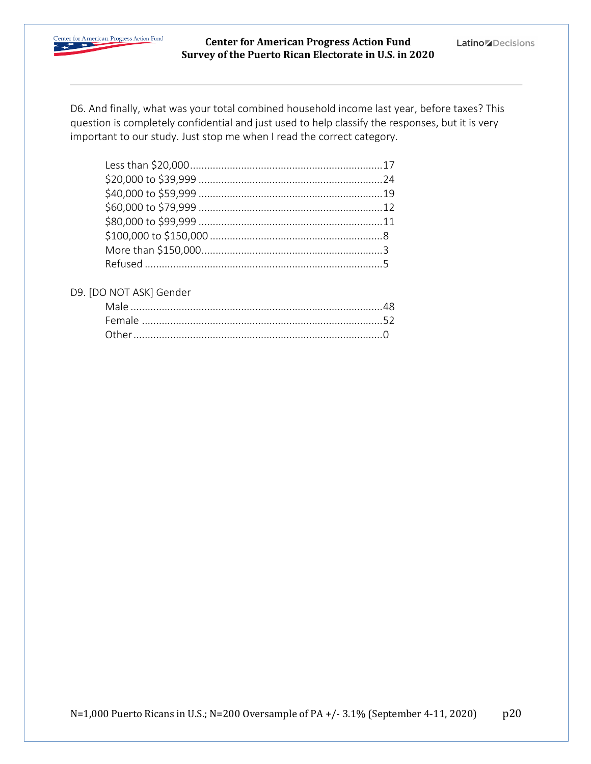D6. And finally, what was your total combined household income last year, before taxes? This question is completely confidential and just used to help classify the responses, but it is very important to our study. Just stop me when I read the correct category.

| | |
|---|---|
| Less than $20,000 | 17 |
| $20,000 to $39,999 | 24 |
| $40,000 to $59,999 | 19 |
| $60,000 to $79,999 | 12 |
| $80,000 to $99,999 | 11 |
| $100,000 to $150,000 | 8 |
| More than $150,000 | 3 |
| Refused | 5 |

D9. [DO NOT ASK] Gender

| | |
|---|---|
| Male | 48 |
| Female | 52 |
| Other | 0 |